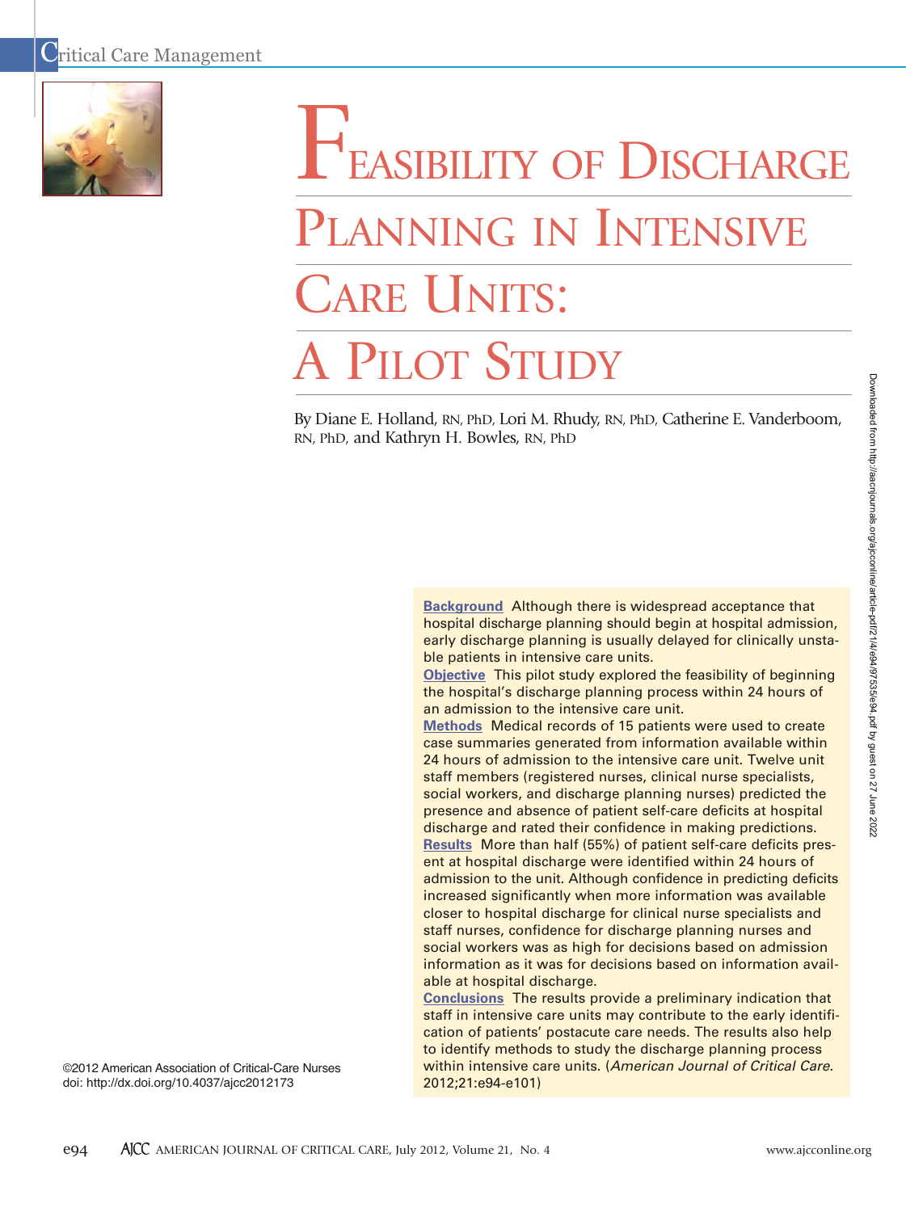# Feasibility of Discharge Planning in Intensive Care Units: A Pilot Study

By Diane E. Holland, RN, PhD, Lori M. Rhudy, RN, PhD, Catherine E. Vanderboom, RN, PhD, and Kathryn H. Bowles, RN, PhD

**Background** Although there is widespread acceptance that hospital discharge planning should begin at hospital admission, early discharge planning is usually delayed for clinically unstable patients in intensive care units.

**Objective** This pilot study explored the feasibility of beginning the hospital's discharge planning process within 24 hours of an admission to the intensive care unit.

**Methods** Medical records of 15 patients were used to create case summaries generated from information available within 24 hours of admission to the intensive care unit. Twelve unit staff members (registered nurses, clinical nurse specialists, social workers, and discharge planning nurses) predicted the presence and absence of patient self-care deficits at hospital discharge and rated their confidence in making predictions.

**Results** More than half (55%) of patient self-care deficits present at hospital discharge were identified within 24 hours of admission to the unit. Although confidence in predicting deficits increased significantly when more information was available closer to hospital discharge for clinical nurse specialists and staff nurses, confidence for discharge planning nurses and social workers was as high for decisions based on admission information as it was for decisions based on information available at hospital discharge.

**Conclusions** The results provide a preliminary indication that staff in intensive care units may contribute to the early identification of patients' postacute care needs. The results also help to identify methods to study the discharge planning process within intensive care units. (*American Journal of Critical Care.* 2012;21:e94-e101)

©2012 American Association of Critical-Care Nurses
doi: http://dx.doi.org/10.4037/ajcc2012173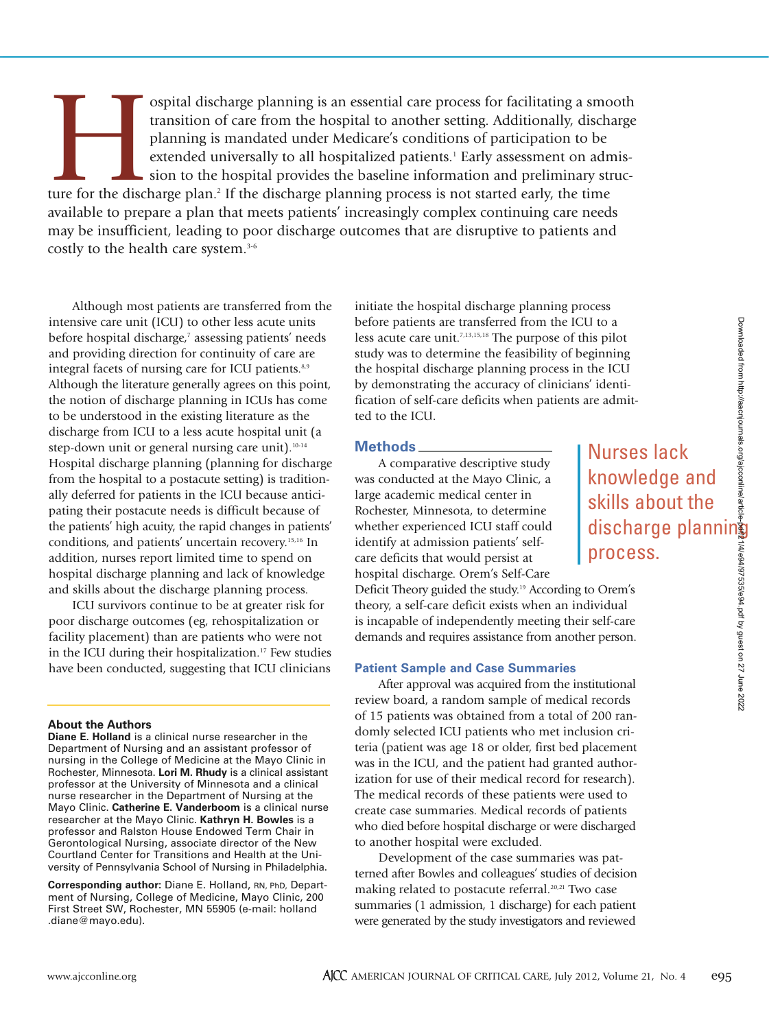Hospital discharge planning is an essential care process for facilitating a smooth transition of care from the hospital to another setting. Additionally, discharge planning is mandated under Medicare's conditions of participation to be extended universally to all hospitalized patients.[1] Early assessment on admission to the hospital provides the baseline information and preliminary structure for the discharge plan.[2] If the discharge planning process is not started early, the time available to prepare a plan that meets patients' increasingly complex continuing care needs may be insufficient, leading to poor discharge outcomes that are disruptive to patients and costly to the health care system.[3-6]

Although most patients are transferred from the intensive care unit (ICU) to other less acute units before hospital discharge,[7] assessing patients' needs and providing direction for continuity of care are integral facets of nursing care for ICU patients.[8,9] Although the literature generally agrees on this point, the notion of discharge planning in ICUs has come to be understood in the existing literature as the discharge from ICU to a less acute hospital unit (a step-down unit or general nursing care unit).[10-14] Hospital discharge planning (planning for discharge from the hospital to a postacute setting) is traditionally deferred for patients in the ICU because anticipating their postacute needs is difficult because of the patients' high acuity, the rapid changes in patients' conditions, and patients' uncertain recovery.[15,16] In addition, nurses report limited time to spend on hospital discharge planning and lack of knowledge and skills about the discharge planning process.

ICU survivors continue to be at greater risk for poor discharge outcomes (eg, rehospitalization or facility placement) than are patients who were not in the ICU during their hospitalization.[17] Few studies have been conducted, suggesting that ICU clinicians initiate the hospital discharge planning process before patients are transferred from the ICU to a less acute care unit.[7,13,15,18] The purpose of this pilot study was to determine the feasibility of beginning the hospital discharge planning process in the ICU by demonstrating the accuracy of clinicians' identification of self-care deficits when patients are admitted to the ICU.

## Methods

A comparative descriptive study was conducted at the Mayo Clinic, a large academic medical center in Rochester, Minnesota, to determine whether experienced ICU staff could identify at admission patients' self-care deficits that would persist at hospital discharge. Orem's Self-Care Deficit Theory guided the study.[19] According to Orem's theory, a self-care deficit exists when an individual is incapable of independently meeting their self-care demands and requires assistance from another person.

> Nurses lack knowledge and skills about the discharge planning process.

### Patient Sample and Case Summaries

After approval was acquired from the institutional review board, a random sample of medical records of 15 patients was obtained from a total of 200 randomly selected ICU patients who met inclusion criteria (patient was age 18 or older, first bed placement was in the ICU, and the patient had granted authorization for use of their medical record for research). The medical records of these patients were used to create case summaries. Medical records of patients who died before hospital discharge or were discharged to another hospital were excluded.

Development of the case summaries was patterned after Bowles and colleagues' studies of decision making related to postacute referral.[20,21] Two case summaries (1 admission, 1 discharge) for each patient were generated by the study investigators and reviewed

---

**About the Authors**

**Diane E. Holland** is a clinical nurse researcher in the Department of Nursing and an assistant professor of nursing in the College of Medicine at the Mayo Clinic in Rochester, Minnesota. **Lori M. Rhudy** is a clinical assistant professor at the University of Minnesota and a clinical nurse researcher in the Department of Nursing at the Mayo Clinic. **Catherine E. Vanderboom** is a clinical nurse researcher at the Mayo Clinic. **Kathryn H. Bowles** is a professor and Ralston House Endowed Term Chair in Gerontological Nursing, associate director of the New Courtland Center for Transitions and Health at the University of Pennsylvania School of Nursing in Philadelphia.

**Corresponding author:** Diane E. Holland, RN, PhD, Department of Nursing, College of Medicine, Mayo Clinic, 200 First Street SW, Rochester, MN 55905 (e-mail: holland.diane@mayo.edu).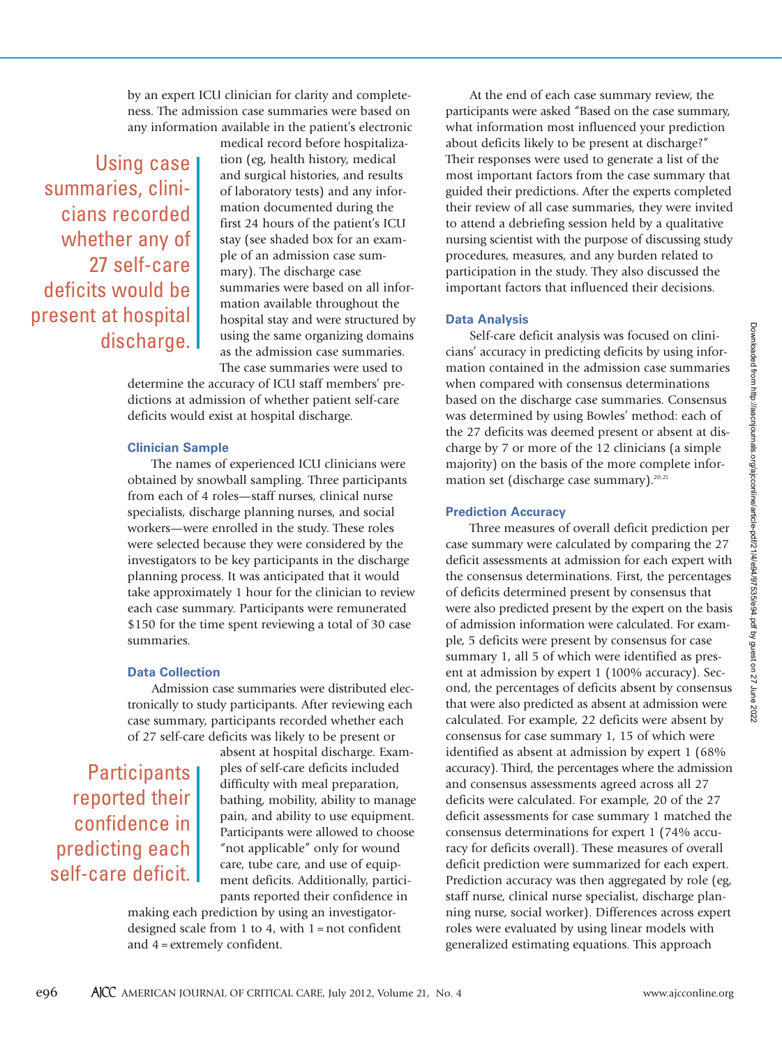by an expert ICU clinician for clarity and completeness. The admission case summaries were based on any information available in the patient's electronic medical record before hospitalization (eg, health history, medical and surgical histories, and results of laboratory tests) and any information documented during the first 24 hours of the patient's ICU stay (see shaded box for an example of an admission case summary). The discharge case summaries were based on all information available throughout the hospital stay and were structured by using the same organizing domains as the admission case summaries. The case summaries were used to determine the accuracy of ICU staff members' predictions at admission of whether patient self-care deficits would exist at hospital discharge.

> Using case summaries, clinicians recorded whether any of 27 self-care deficits would be present at hospital discharge.

### Clinician Sample

The names of experienced ICU clinicians were obtained by snowball sampling. Three participants from each of 4 roles—staff nurses, clinical nurse specialists, discharge planning nurses, and social workers—were enrolled in the study. These roles were selected because they were considered by the investigators to be key participants in the discharge planning process. It was anticipated that it would take approximately 1 hour for the clinician to review each case summary. Participants were remunerated $150 for the time spent reviewing a total of 30 case summaries.

### Data Collection

Admission case summaries were distributed electronically to study participants. After reviewing each case summary, participants recorded whether each of 27 self-care deficits was likely to be present or absent at hospital discharge. Examples of self-care deficits included difficulty with meal preparation, bathing, mobility, ability to manage pain, and ability to use equipment. Participants were allowed to choose "not applicable" only for wound care, tube care, and use of equipment deficits. Additionally, participants reported their confidence in making each prediction by using an investigator-designed scale from 1 to 4, with 1 = not confident and 4 = extremely confident.

> Participants reported their confidence in predicting each self-care deficit.

At the end of each case summary review, the participants were asked "Based on the case summary, what information most influenced your prediction about deficits likely to be present at discharge?" Their responses were used to generate a list of the most important factors from the case summary that guided their predictions. After the experts completed their review of all case summaries, they were invited to attend a debriefing session held by a qualitative nursing scientist with the purpose of discussing study procedures, measures, and any burden related to participation in the study. They also discussed the important factors that influenced their decisions.

### Data Analysis

Self-care deficit analysis was focused on clinicians' accuracy in predicting deficits by using information contained in the admission case summaries when compared with consensus determinations based on the discharge case summaries. Consensus was determined by using Bowles' method: each of the 27 deficits was deemed present or absent at discharge by 7 or more of the 12 clinicians (a simple majority) on the basis of the more complete information set (discharge case summary).[20,21]

### Prediction Accuracy

Three measures of overall deficit prediction per case summary were calculated by comparing the 27 deficit assessments at admission for each expert with the consensus determinations. First, the percentages of deficits determined present by consensus that were also predicted present by the expert on the basis of admission information were calculated. For example, 5 deficits were present by consensus for case summary 1, all 5 of which were identified as present at admission by expert 1 (100% accuracy). Second, the percentages of deficits absent by consensus that were also predicted as absent at admission were calculated. For example, 22 deficits were absent by consensus for case summary 1, 15 of which were identified as absent at admission by expert 1 (68% accuracy). Third, the percentages where the admission and consensus assessments agreed across all 27 deficits were calculated. For example, 20 of the 27 deficit assessments for case summary 1 matched the consensus determinations for expert 1 (74% accuracy for deficits overall). These measures of overall deficit prediction were summarized for each expert. Prediction accuracy was then aggregated by role (eg, staff nurse, clinical nurse specialist, discharge planning nurse, social worker). Differences across expert roles were evaluated by using linear models with generalized estimating equations. This approach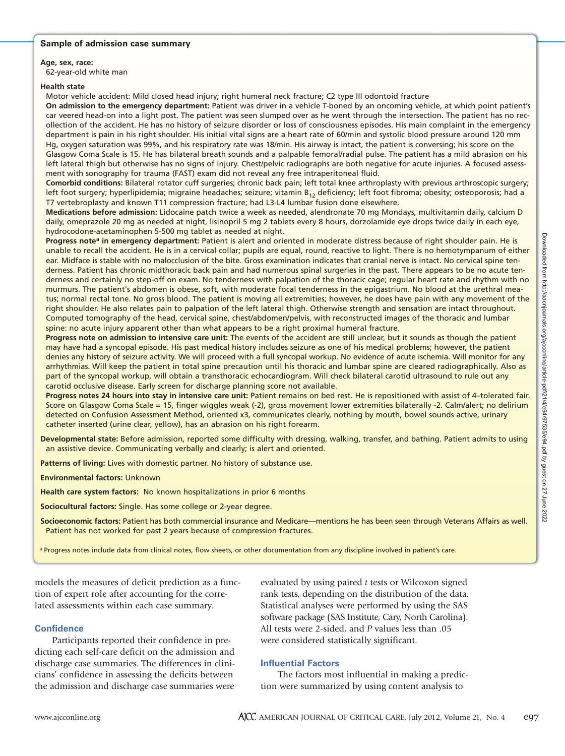### Sample of admission case summary

**Age, sex, race:**
62-year-old white man

**Health state**

Motor vehicle accident: Mild closed head injury; right humeral neck fracture; C2 type III odontoid fracture

**On admission to the emergency department:** Patient was driver in a vehicle T-boned by an oncoming vehicle, at which point patient's car veered head-on into a light post. The patient was seen slumped over as he went through the intersection. The patient has no recollection of the accident. He has no history of seizure disorder or loss of consciousness episodes. His main complaint in the emergency department is pain in his right shoulder. His initial vital signs are a heart rate of 60/min and systolic blood pressure around 120 mm Hg, oxygen saturation was 99%, and his respiratory rate was 18/min. His airway is intact, the patient is conversing; his score on the Glasgow Coma Scale is 15. He has bilateral breath sounds and a palpable femoral/radial pulse. The patient has a mild abrasion on his left lateral thigh but otherwise has no signs of injury. Chest/pelvic radiographs are both negative for acute injuries. A focused assessment with sonography for trauma (FAST) exam did not reveal any free intraperitoneal fluid.

**Comorbid conditions:** Bilateral rotator cuff surgeries; chronic back pain; left total knee arthroplasty with previous arthroscopic surgery; left foot surgery; hyperlipidemia; migraine headaches; seizure; vitamin $B_{12}$ deficiency; left foot fibroma; obesity; osteoporosis; had a T7 vertebroplasty and known T11 compression fracture; had L3-L4 lumbar fusion done elsewhere.

**Medications before admission:** Lidocaine patch twice a week as needed, alendronate 70 mg Mondays, multivitamin daily, calcium D daily, omeprazole 20 mg as needed at night, lisinopril 5 mg 2 tablets every 8 hours, dorzolamide eye drops twice daily in each eye, hydrocodone-acetaminophen 5-500 mg tablet as needed at night.

**Progress note[a] in emergency department:** Patient is alert and oriented in moderate distress because of right shoulder pain. He is unable to recall the accident. He is in a cervical collar; pupils are equal, round, reactive to light. There is no hemotympanum of either ear. Midface is stable with no malocclusion of the bite. Gross examination indicates that cranial nerve is intact. No cervical spine tenderness. Patient has chronic midthoracic back pain and had numerous spinal surgeries in the past. There appears to be no acute tenderness and certainly no step-off on exam. No tenderness with palpation of the thoracic cage; regular heart rate and rhythm with no murmurs. The patient's abdomen is obese, soft, with moderate focal tenderness in the epigastrium. No blood at the urethral meatus; normal rectal tone. No gross blood. The patient is moving all extremities; however, he does have pain with any movement of the right shoulder. He also relates pain to palpation of the left lateral thigh. Otherwise strength and sensation are intact throughout. Computed tomography of the head, cervical spine, chest/abdomen/pelvis, with reconstructed images of the thoracic and lumbar spine: no acute injury apparent other than what appears to be a right proximal humeral fracture.

**Progress note on admission to intensive care unit:** The events of the accident are still unclear, but it sounds as though the patient may have had a syncopal episode. His past medical history includes seizure as one of his medical problems; however, the patient denies any history of seizure activity. We will proceed with a full syncopal workup. No evidence of acute ischemia. Will monitor for any arrhythmias. Will keep the patient in total spine precaution until his thoracic and lumbar spine are cleared radiographically. Also as part of the syncopal workup, will obtain a transthoracic echocardiogram. Will check bilateral carotid ultrasound to rule out any carotid occlusive disease. Early screen for discharge planning score not available.

**Progress notes 24 hours into stay in intensive care unit:** Patient remains on bed rest. He is repositioned with assist of 4–tolerated fair. Score on Glasgow Coma Scale = 15, finger wiggles weak (-2), gross movement lower extremities bilaterally -2. Calm/alert; no delirium detected on Confusion Assessment Method, oriented x3, communicates clearly, nothing by mouth, bowel sounds active, urinary catheter inserted (urine clear, yellow), has an abrasion on his right forearm.

**Developmental state:** Before admission, reported some difficulty with dressing, walking, transfer, and bathing. Patient admits to using an assistive device. Communicating verbally and clearly; is alert and oriented.

**Patterns of living:** Lives with domestic partner. No history of substance use.

**Environmental factors:** Unknown

**Health care system factors:** No known hospitalizations in prior 6 months

**Sociocultural factors:** Single. Has some college or 2-year degree.

**Socioeconomic factors:** Patient has both commercial insurance and Medicare—mentions he has been seen through Veterans Affairs as well. Patient has not worked for past 2 years because of compression fractures.

[a] Progress notes include data from clinical notes, flow sheets, or other documentation from any discipline involved in patient's care.

models the measures of deficit prediction as a function of expert role after accounting for the correlated assessments within each case summary.

### Confidence

Participants reported their confidence in predicting each self-care deficit on the admission and discharge case summaries. The differences in clinicians' confidence in assessing the deficits between the admission and discharge case summaries were evaluated by using paired *t* tests or Wilcoxon signed rank tests, depending on the distribution of the data. Statistical analyses were performed by using the SAS software package (SAS Institute, Cary, North Carolina). All tests were 2-sided, and *P* values less than .05 were considered statistically significant.

### Influential Factors

The factors most influential in making a prediction were summarized by using content analysis to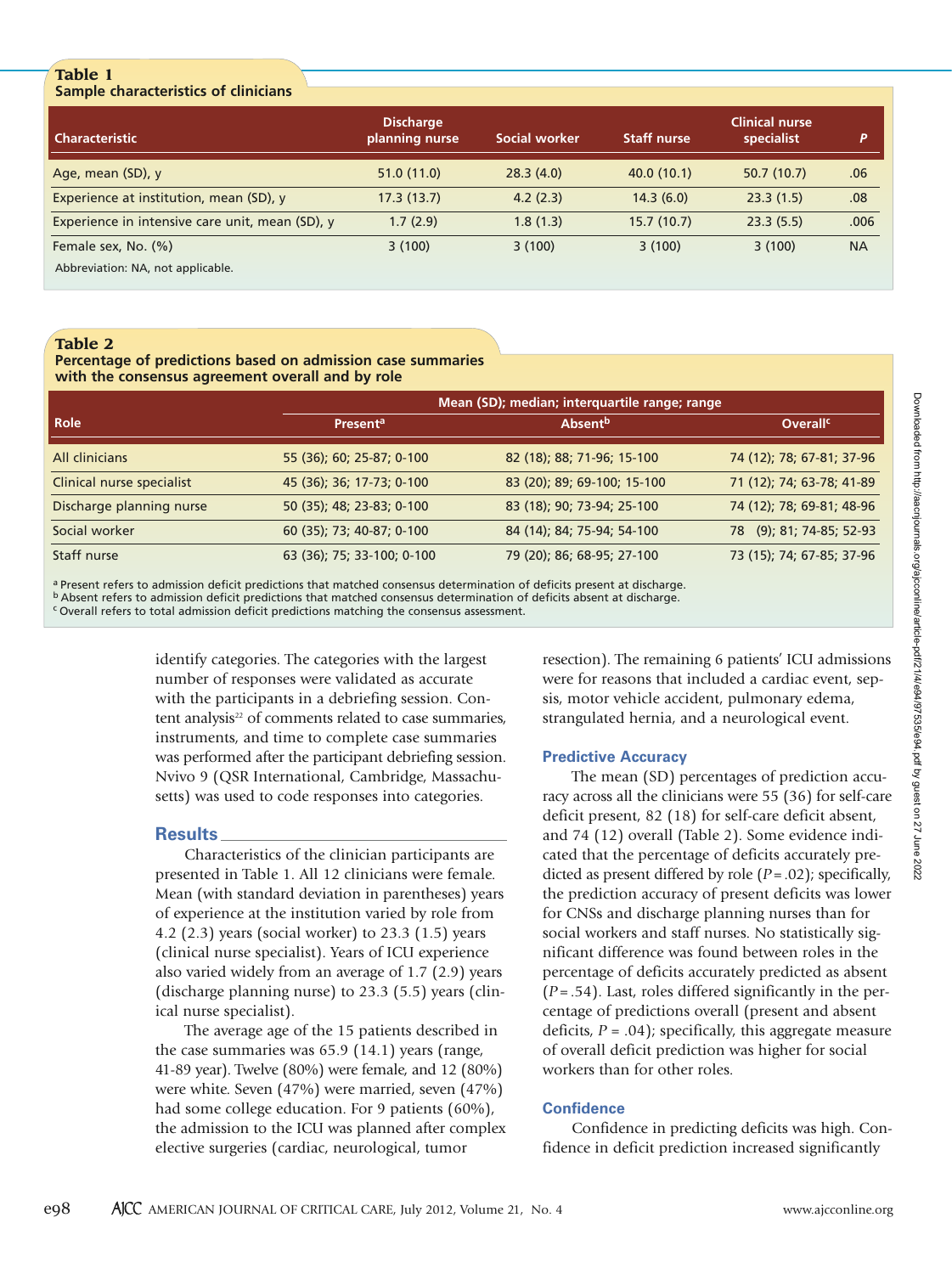**Table 1**
**Sample characteristics of clinicians**

| Characteristic | Discharge planning nurse | Social worker | Staff nurse | Clinical nurse specialist | P |
|---|---|---|---|---|---|
| Age, mean (SD), y | 51.0 (11.0) | 28.3 (4.0) | 40.0 (10.1) | 50.7 (10.7) | .06 |
| Experience at institution, mean (SD), y | 17.3 (13.7) | 4.2 (2.3) | 14.3 (6.0) | 23.3 (1.5) | .08 |
| Experience in intensive care unit, mean (SD), y | 1.7 (2.9) | 1.8 (1.3) | 15.7 (10.7) | 23.3 (5.5) | .006 |
| Female sex, No. (%) | 3 (100) | 3 (100) | 3 (100) | 3 (100) | NA |

Abbreviation: NA, not applicable.

**Table 2**
**Percentage of predictions based on admission case summaries with the consensus agreement overall and by role**

| Role | Mean (SD); median; interquartile range; range | | |
|---|---|---|---|
| | Present[a] | Absent[b] | Overall[c] |
| All clinicians | 55 (36); 60; 25-87; 0-100 | 82 (18); 88; 71-96; 15-100 | 74 (12); 78; 67-81; 37-96 |
| Clinical nurse specialist | 45 (36); 36; 17-73; 0-100 | 83 (20); 89; 69-100; 15-100 | 71 (12); 74; 63-78; 41-89 |
| Discharge planning nurse | 50 (35); 48; 23-83; 0-100 | 83 (18); 90; 73-94; 25-100 | 74 (12); 78; 69-81; 48-96 |
| Social worker | 60 (35); 73; 40-87; 0-100 | 84 (14); 84; 75-94; 54-100 | 78 (9); 81; 74-85; 52-93 |
| Staff nurse | 63 (36); 75; 33-100; 0-100 | 79 (20); 86; 68-95; 27-100 | 73 (15); 74; 67-85; 37-96 |

[a] Present refers to admission deficit predictions that matched consensus determination of deficits present at discharge.
[b] Absent refers to admission deficit predictions that matched consensus determination of deficits absent at discharge.
[c] Overall refers to total admission deficit predictions matching the consensus assessment.

identify categories. The categories with the largest number of responses were validated as accurate with the participants in a debriefing session. Content analysis[22] of comments related to case summaries, instruments, and time to complete case summaries was performed after the participant debriefing session. Nvivo 9 (QSR International, Cambridge, Massachusetts) was used to code responses into categories.

## Results

Characteristics of the clinician participants are presented in Table 1. All 12 clinicians were female. Mean (with standard deviation in parentheses) years of experience at the institution varied by role from 4.2 (2.3) years (social worker) to 23.3 (1.5) years (clinical nurse specialist). Years of ICU experience also varied widely from an average of 1.7 (2.9) years (discharge planning nurse) to 23.3 (5.5) years (clinical nurse specialist).

The average age of the 15 patients described in the case summaries was 65.9 (14.1) years (range, 41-89 year). Twelve (80%) were female, and 12 (80%) were white. Seven (47%) were married, seven (47%) had some college education. For 9 patients (60%), the admission to the ICU was planned after complex elective surgeries (cardiac, neurological, tumor resection). The remaining 6 patients' ICU admissions were for reasons that included a cardiac event, sepsis, motor vehicle accident, pulmonary edema, strangulated hernia, and a neurological event.

### Predictive Accuracy

The mean (SD) percentages of prediction accuracy across all the clinicians were 55 (36) for self-care deficit present, 82 (18) for self-care deficit absent, and 74 (12) overall (Table 2). Some evidence indicated that the percentage of deficits accurately predicted as present differed by role ($P = .02$); specifically, the prediction accuracy of present deficits was lower for CNSs and discharge planning nurses than for social workers and staff nurses. No statistically significant difference was found between roles in the percentage of deficits accurately predicted as absent ($P = .54$). Last, roles differed significantly in the percentage of predictions overall (present and absent deficits, $P = .04$); specifically, this aggregate measure of overall deficit prediction was higher for social workers than for other roles.

### Confidence

Confidence in predicting deficits was high. Confidence in deficit prediction increased significantly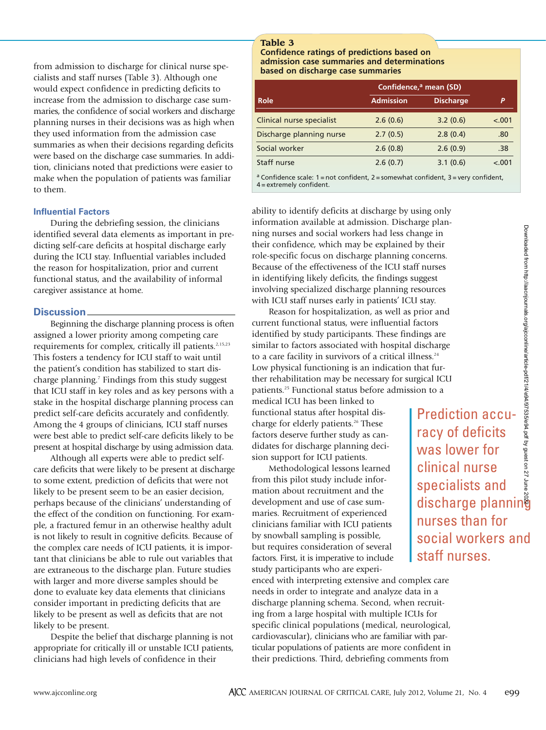from admission to discharge for clinical nurse specialists and staff nurses (Table 3). Although one would expect confidence in predicting deficits to increase from the admission to discharge case summaries, the confidence of social workers and discharge planning nurses in their decisions was as high when they used information from the admission case summaries as when their decisions regarding deficits were based on the discharge case summaries. In addition, clinicians noted that predictions were easier to make when the population of patients was familiar to them.

**Table 3**
**Confidence ratings of predictions based on admission case summaries and determinations based on discharge case summaries**

| Role | Confidence,[a] mean (SD) | | P |
|---|---|---|---|
| | Admission | Discharge | |
| Clinical nurse specialist | 2.6 (0.6) | 3.2 (0.6) | <.001 |
| Discharge planning nurse | 2.7 (0.5) | 2.8 (0.4) | .80 |
| Social worker | 2.6 (0.8) | 2.6 (0.9) | .38 |
| Staff nurse | 2.6 (0.7) | 3.1 (0.6) | <.001 |

[a] Confidence scale: 1 = not confident, 2 = somewhat confident, 3 = very confident, 4 = extremely confident.

### Influential Factors

During the debriefing session, the clinicians identified several data elements as important in predicting self-care deficits at hospital discharge early during the ICU stay. Influential variables included the reason for hospitalization, prior and current functional status, and the availability of informal caregiver assistance at home.

## Discussion

Beginning the discharge planning process is often assigned a lower priority among competing care requirements for complex, critically ill patients.[2,15,23] This fosters a tendency for ICU staff to wait until the patient's condition has stabilized to start discharge planning.[7] Findings from this study suggest that ICU staff in key roles and as key persons with a stake in the hospital discharge planning process can predict self-care deficits accurately and confidently. Among the 4 groups of clinicians, ICU staff nurses were best able to predict self-care deficits likely to be present at hospital discharge by using admission data.

Although all experts were able to predict self-care deficits that were likely to be present at discharge to some extent, prediction of deficits that were not likely to be present seem to be an easier decision, perhaps because of the clinicians' understanding of the effect of the condition on functioning. For example, a fractured femur in an otherwise healthy adult is not likely to result in cognitive deficits. Because of the complex care needs of ICU patients, it is important that clinicians be able to rule out variables that are extraneous to the discharge plan. Future studies with larger and more diverse samples should be done to evaluate key data elements that clinicians consider important in predicting deficits that are likely to be present as well as deficits that are not likely to be present.

Despite the belief that discharge planning is not appropriate for critically ill or unstable ICU patients, clinicians had high levels of confidence in their ability to identify deficits at discharge by using only information available at admission. Discharge planning nurses and social workers had less change in their confidence, which may be explained by their role-specific focus on discharge planning concerns. Because of the effectiveness of the ICU staff nurses in identifying likely deficits, the findings suggest involving specialized discharge planning resources with ICU staff nurses early in patients' ICU stay.

Reason for hospitalization, as well as prior and current functional status, were influential factors identified by study participants. These findings are similar to factors associated with hospital discharge to a care facility in survivors of a critical illness.[24] Low physical functioning is an indication that further rehabilitation may be necessary for surgical ICU patients.[25] Functional status before admission to a medical ICU has been linked to functional status after hospital discharge for elderly patients.[26] These factors deserve further study as candidates for discharge planning decision support for ICU patients.

> Prediction accuracy of deficits was lower for clinical nurse specialists and discharge planning nurses than for social workers and staff nurses.

Methodological lessons learned from this pilot study include information about recruitment and the development and use of case summaries. Recruitment of experienced clinicians familiar with ICU patients by snowball sampling is possible, but requires consideration of several factors. First, it is imperative to include study participants who are experienced with interpreting extensive and complex care needs in order to integrate and analyze data in a discharge planning schema. Second, when recruiting from a large hospital with multiple ICUs for specific clinical populations (medical, neurological, cardiovascular), clinicians who are familiar with particular populations of patients are more confident in their predictions. Third, debriefing comments from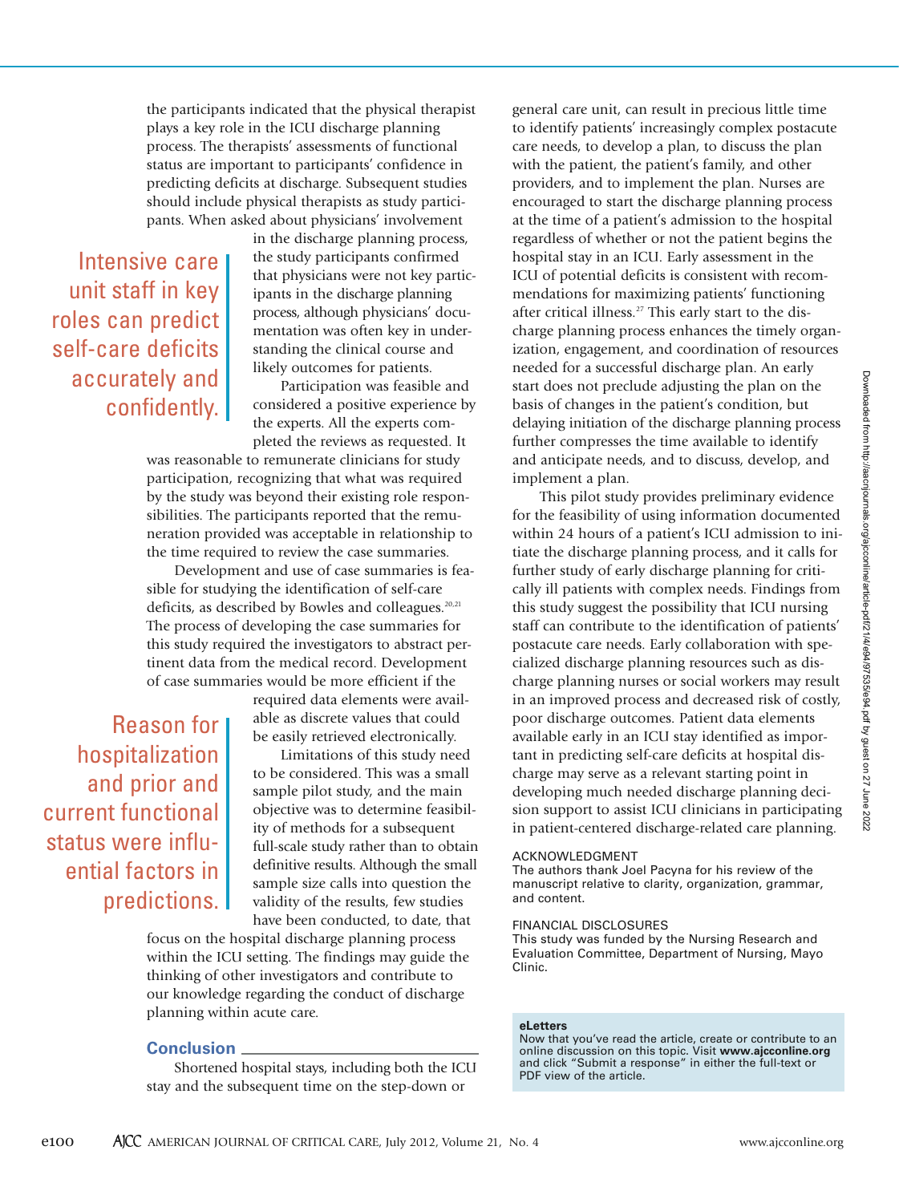the participants indicated that the physical therapist plays a key role in the ICU discharge planning process. The therapists' assessments of functional status are important to participants' confidence in predicting deficits at discharge. Subsequent studies should include physical therapists as study participants. When asked about physicians' involvement in the discharge planning process, the study participants confirmed that physicians were not key participants in the discharge planning process, although physicians' documentation was often key in understanding the clinical course and likely outcomes for patients.

> Intensive care unit staff in key roles can predict self-care deficits accurately and confidently.

Participation was feasible and considered a positive experience by the experts. All the experts completed the reviews as requested. It was reasonable to remunerate clinicians for study participation, recognizing that what was required by the study was beyond their existing role responsibilities. The participants reported that the remuneration provided was acceptable in relationship to the time required to review the case summaries.

Development and use of case summaries is feasible for studying the identification of self-care deficits, as described by Bowles and colleagues.[20,21] The process of developing the case summaries for this study required the investigators to abstract pertinent data from the medical record. Development of case summaries would be more efficient if the required data elements were available as discrete values that could be easily retrieved electronically.

> Reason for hospitalization and prior and current functional status were influential factors in predictions.

Limitations of this study need to be considered. This was a small sample pilot study, and the main objective was to determine feasibility of methods for a subsequent full-scale study rather than to obtain definitive results. Although the small sample size calls into question the validity of the results, few studies have been conducted, to date, that focus on the hospital discharge planning process within the ICU setting. The findings may guide the thinking of other investigators and contribute to our knowledge regarding the conduct of discharge planning within acute care.

## Conclusion

Shortened hospital stays, including both the ICU stay and the subsequent time on the step-down or general care unit, can result in precious little time to identify patients' increasingly complex postacute care needs, to develop a plan, to discuss the plan with the patient, the patient's family, and other providers, and to implement the plan. Nurses are encouraged to start the discharge planning process at the time of a patient's admission to the hospital regardless of whether or not the patient begins the hospital stay in an ICU. Early assessment in the ICU of potential deficits is consistent with recommendations for maximizing patients' functioning after critical illness.[27] This early start to the discharge planning process enhances the timely organization, engagement, and coordination of resources needed for a successful discharge plan. An early start does not preclude adjusting the plan on the basis of changes in the patient's condition, but delaying initiation of the discharge planning process further compresses the time available to identify and anticipate needs, and to discuss, develop, and implement a plan.

This pilot study provides preliminary evidence for the feasibility of using information documented within 24 hours of a patient's ICU admission to initiate the discharge planning process, and it calls for further study of early discharge planning for critically ill patients with complex needs. Findings from this study suggest the possibility that ICU nursing staff can contribute to the identification of patients' postacute care needs. Early collaboration with specialized discharge planning resources such as discharge planning nurses or social workers may result in an improved process and decreased risk of costly, poor discharge outcomes. Patient data elements available early in an ICU stay identified as important in predicting self-care deficits at hospital discharge may serve as a relevant starting point in developing much needed discharge planning decision support to assist ICU clinicians in participating in patient-centered discharge-related care planning.

### ACKNOWLEDGMENT

The authors thank Joel Pacyna for his review of the manuscript relative to clarity, organization, grammar, and content.

### FINANCIAL DISCLOSURES

This study was funded by the Nursing Research and Evaluation Committee, Department of Nursing, Mayo Clinic.

**eLetters**
Now that you've read the article, create or contribute to an online discussion on this topic. Visit **www.ajcconline.org** and click "Submit a response" in either the full-text or PDF view of the article.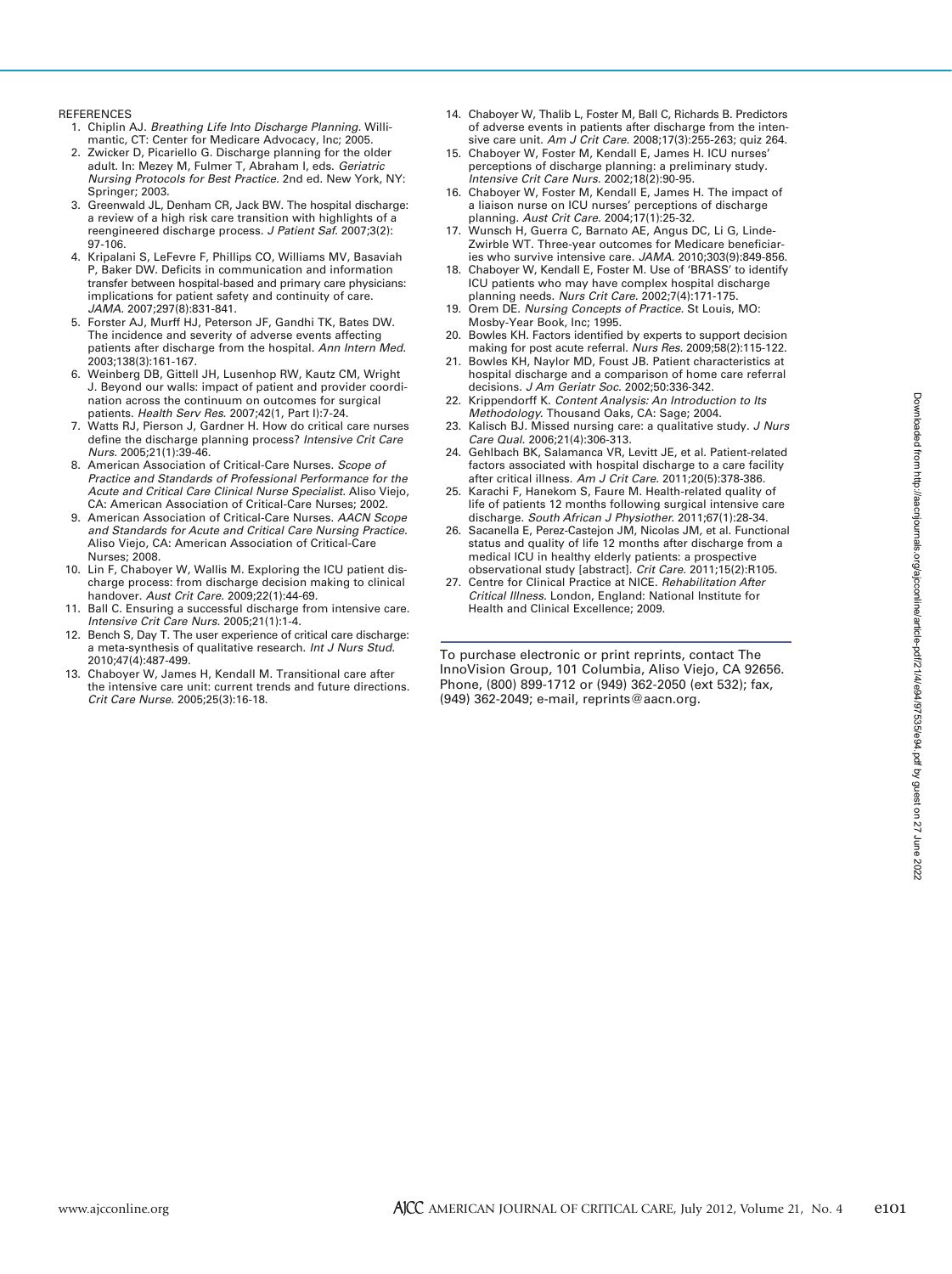REFERENCES

1. Chiplin AJ. *Breathing Life Into Discharge Planning.* Willimantic, CT: Center for Medicare Advocacy, Inc; 2005.
2. Zwicker D, Picariello G. Discharge planning for the older adult. In: Mezey M, Fulmer T, Abraham I, eds. *Geriatric Nursing Protocols for Best Practice.* 2nd ed. New York, NY: Springer; 2003.
3. Greenwald JL, Denham CR, Jack BW. The hospital discharge: a review of a high risk care transition with highlights of a reengineered discharge process. *J Patient Saf.* 2007;3(2):97-106.
4. Kripalani S, LeFevre F, Phillips CO, Williams MV, Basaviah P, Baker DW. Deficits in communication and information transfer between hospital-based and primary care physicians: implications for patient safety and continuity of care. *JAMA.* 2007;297(8):831-841.
5. Forster AJ, Murff HJ, Peterson JF, Gandhi TK, Bates DW. The incidence and severity of adverse events affecting patients after discharge from the hospital. *Ann Intern Med.* 2003;138(3):161-167.
6. Weinberg DB, Gittell JH, Lusenhop RW, Kautz CM, Wright J. Beyond our walls: impact of patient and provider coordination across the continuum on outcomes for surgical patients. *Health Serv Res.* 2007;42(1, Part I):7-24.
7. Watts RJ, Pierson J, Gardner H. How do critical care nurses define the discharge planning process? *Intensive Crit Care Nurs.* 2005;21(1):39-46.
8. American Association of Critical-Care Nurses. *Scope of Practice and Standards of Professional Performance for the Acute and Critical Care Clinical Nurse Specialist.* Aliso Viejo, CA: American Association of Critical-Care Nurses; 2002.
9. American Association of Critical-Care Nurses. *AACN Scope and Standards for Acute and Critical Care Nursing Practice.* Aliso Viejo, CA: American Association of Critical-Care Nurses; 2008.
10. Lin F, Chaboyer W, Wallis M. Exploring the ICU patient discharge process: from discharge decision making to clinical handover. *Aust Crit Care.* 2009;22(1):44-69.
11. Ball C. Ensuring a successful discharge from intensive care. *Intensive Crit Care Nurs.* 2005;21(1):1-4.
12. Bench S, Day T. The user experience of critical care discharge: a meta-synthesis of qualitative research. *Int J Nurs Stud.* 2010;47(4):487-499.
13. Chaboyer W, James H, Kendall M. Transitional care after the intensive care unit: current trends and future directions. *Crit Care Nurse.* 2005;25(3):16-18.
14. Chaboyer W, Thalib L, Foster M, Ball C, Richards B. Predictors of adverse events in patients after discharge from the intensive care unit. *Am J Crit Care.* 2008;17(3):255-263; quiz 264.
15. Chaboyer W, Foster M, Kendall E, James H. ICU nurses' perceptions of discharge planning: a preliminary study. *Intensive Crit Care Nurs.* 2002;18(2):90-95.
16. Chaboyer W, Foster M, Kendall E, James H. The impact of a liaison nurse on ICU nurses' perceptions of discharge planning. *Aust Crit Care.* 2004;17(1):25-32.
17. Wunsch H, Guerra C, Barnato AE, Angus DC, Li G, Linde-Zwirble WT. Three-year outcomes for Medicare beneficiaries who survive intensive care. *JAMA.* 2010;303(9):849-856.
18. Chaboyer W, Kendall E, Foster M. Use of 'BRASS' to identify ICU patients who may have complex hospital discharge planning needs. *Nurs Crit Care.* 2002;7(4):171-175.
19. Orem DE. *Nursing Concepts of Practice.* St Louis, MO: Mosby-Year Book, Inc; 1995.
20. Bowles KH. Factors identified by experts to support decision making for post acute referral. *Nurs Res.* 2009;58(2):115-122.
21. Bowles KH, Naylor MD, Foust JB. Patient characteristics at hospital discharge and a comparison of home care referral decisions. *J Am Geriatr Soc.* 2002;50:336-342.
22. Krippendorff K. *Content Analysis: An Introduction to Its Methodology.* Thousand Oaks, CA: Sage; 2004.
23. Kalisch BJ. Missed nursing care: a qualitative study. *J Nurs Care Qual.* 2006;21(4):306-313.
24. Gehlbach BK, Salamanca VR, Levitt JE, et al. Patient-related factors associated with hospital discharge to a care facility after critical illness. *Am J Crit Care.* 2011;20(5):378-386.
25. Karachi F, Hanekom S, Faure M. Health-related quality of life of patients 12 months following surgical intensive care discharge. *South African J Physiother.* 2011;67(1):28-34.
26. Sacanella E, Perez-Castejon JM, Nicolas JM, et al. Functional status and quality of life 12 months after discharge from a medical ICU in healthy elderly patients: a prospective observational study [abstract]. *Crit Care.* 2011;15(2):R105.
27. Centre for Clinical Practice at NICE. *Rehabilitation After Critical Illness.* London, England: National Institute for Health and Clinical Excellence; 2009.

To purchase electronic or print reprints, contact The InnoVision Group, 101 Columbia, Aliso Viejo, CA 92656. Phone, (800) 899-1712 or (949) 362-2050 (ext 532); fax, (949) 362-2049; e-mail, reprints@aacn.org.